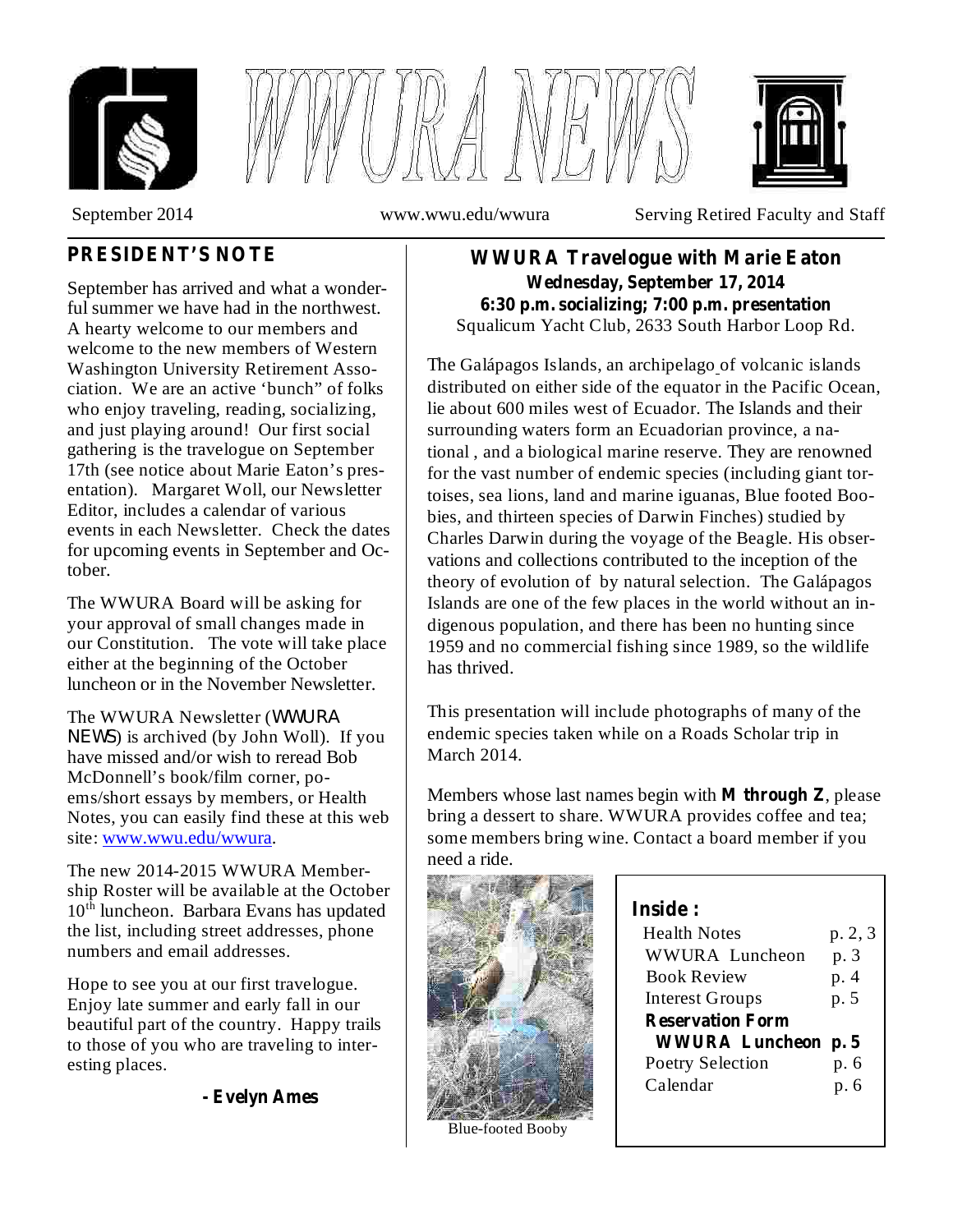# WWURA NEWS

September 2014 www.wwu.edu/wwura Serving Retired Faculty and Staff

## PRESIDENT'S NOTE

September has arrived and what a wonderful summer we have had in the northwest. A hearty welcome to our members and welcome to the new members of Western Washington University Retirement Association. We are an active 'bunch" of folks who enjoy traveling, reading, socializing, and just playing around! Our first social gathering is the travelogue on September 17th (see notice about Marie Eaton's presentation). Margaret Woll, our Newsletter Editor, includes a calendar of various events in each Newsletter. Check the dates for upcoming events in September and October.

The WWURA Board will be asking for your approval of small changes made in our Constitution. The vote will take place either at the beginning of the October luncheon or in the November Newsletter.

The WWURA Newsletter (*WWURA NEWS*) is archived (by John Woll). If you have missed and/or wish to reread Bob McDonnell's book/film corner, poems/short essays by members, or Health Notes, you can easily find these at this web site: [www.wwu.edu/wwura](http://www.wwu.edu/wwura).

The new 2014-2015 WWURA Membership Roster will be available at the October 10th luncheon. Barbara Evans has updated the list, including street addresses, phone numbers and email addresses.

Hope to see you at our first travelogue. Enjoy late summer and early fall in our beautiful part of the country. Happy trails to those of you who are traveling to interesting places.

**- Evelyn Ames**

## WWURA Travelogue with Marie Eaton

**Wednesday, September 17, 2014**
**6:30 p.m. socializing; 7:00 p.m. presentation**
Squalicum Yacht Club, 2633 South Harbor Loop Rd.

The Galápagos Islands, an archipelago of volcanic islands distributed on either side of the equator in the Pacific Ocean, lie about 600 miles west of Ecuador. The Islands and their surrounding waters form an Ecuadorian province, a national , and a biological marine reserve. They are renowned for the vast number of endemic species (including giant tortoises, sea lions, land and marine iguanas, Blue footed Boobies, and thirteen species of Darwin Finches) studied by Charles Darwin during the voyage of the Beagle. His observations and collections contributed to the inception of the theory of evolution of by natural selection. The Galápagos Islands are one of the few places in the world without an indigenous population, and there has been no hunting since 1959 and no commercial fishing since 1989, so the wildlife has thrived.

This presentation will include photographs of many of the endemic species taken while on a Roads Scholar trip in March 2014.

Members whose last names begin with **M through Z**, please bring a dessert to share. WWURA provides coffee and tea; some members bring wine. Contact a board member if you need a ride.

Blue-footed Booby

**Inside:**

| | |
|---|---|
| Health Notes | p. 2, 3 |
| WWURA Luncheon | p. 3 |
| Book Review | p. 4 |
| Interest Groups | p. 5 |
| **Reservation Form WWURA Luncheon** | **p. 5** |
| Poetry Selection | p. 6 |
| Calendar | p. 6 |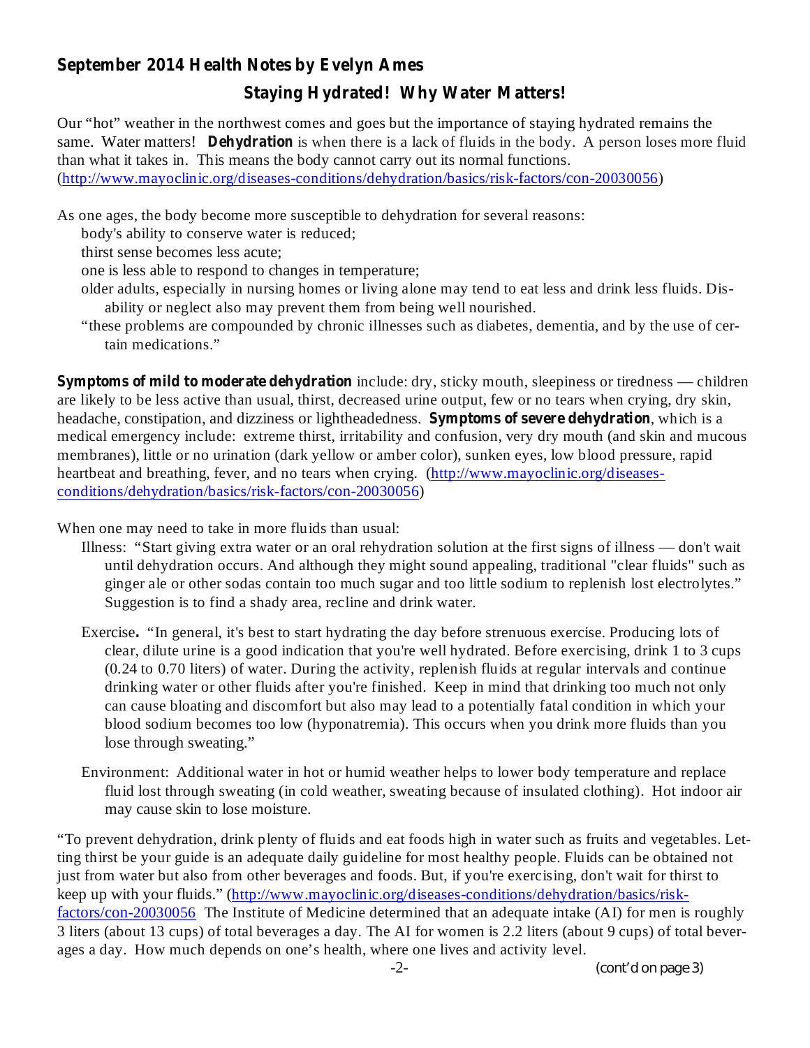**September 2014 Health Notes by Evelyn Ames**

## Staying Hydrated! Why Water Matters!

Our "hot" weather in the northwest comes and goes but the importance of staying hydrated remains the same. Water matters! **Dehydration** is when there is a lack of fluids in the body. A person loses more fluid than what it takes in. This means the body cannot carry out its normal functions. (http://www.mayoclinic.org/diseases-conditions/dehydration/basics/risk-factors/con-20030056)

As one ages, the body become more susceptible to dehydration for several reasons:

- body's ability to conserve water is reduced;
- thirst sense becomes less acute;
- one is less able to respond to changes in temperature;
- older adults, especially in nursing homes or living alone may tend to eat less and drink less fluids. Disability or neglect also may prevent them from being well nourished.
- "these problems are compounded by chronic illnesses such as diabetes, dementia, and by the use of certain medications."

**Symptoms of mild to moderate dehydration** include: dry, sticky mouth, sleepiness or tiredness — children are likely to be less active than usual, thirst, decreased urine output, few or no tears when crying, dry skin, headache, constipation, and dizziness or lightheadedness. **Symptoms of severe dehydration**, which is a medical emergency include: extreme thirst, irritability and confusion, very dry mouth (and skin and mucous membranes), little or no urination (dark yellow or amber color), sunken eyes, low blood pressure, rapid heartbeat and breathing, fever, and no tears when crying. (http://www.mayoclinic.org/diseases-conditions/dehydration/basics/risk-factors/con-20030056)

When one may need to take in more fluids than usual:

- Illness: "Start giving extra water or an oral rehydration solution at the first signs of illness — don't wait until dehydration occurs. And although they might sound appealing, traditional "clear fluids" such as ginger ale or other sodas contain too much sugar and too little sodium to replenish lost electrolytes." Suggestion is to find a shady area, recline and drink water.

- Exercise**.** "In general, it's best to start hydrating the day before strenuous exercise. Producing lots of clear, dilute urine is a good indication that you're well hydrated. Before exercising, drink 1 to 3 cups (0.24 to 0.70 liters) of water. During the activity, replenish fluids at regular intervals and continue drinking water or other fluids after you're finished. Keep in mind that drinking too much not only can cause bloating and discomfort but also may lead to a potentially fatal condition in which your blood sodium becomes too low (hyponatremia). This occurs when you drink more fluids than you lose through sweating."

- Environment: Additional water in hot or humid weather helps to lower body temperature and replace fluid lost through sweating (in cold weather, sweating because of insulated clothing). Hot indoor air may cause skin to lose moisture.

"To prevent dehydration, drink plenty of fluids and eat foods high in water such as fruits and vegetables. Letting thirst be your guide is an adequate daily guideline for most healthy people. Fluids can be obtained not just from water but also from other beverages and foods. But, if you're exercising, don't wait for thirst to keep up with your fluids." (http://www.mayoclinic.org/diseases-conditions/dehydration/basics/risk-factors/con-20030056 The Institute of Medicine determined that an adequate intake (AI) for men is roughly 3 liters (about 13 cups) of total beverages a day. The AI for women is 2.2 liters (about 9 cups) of total beverages a day. How much depends on one's health, where one lives and activity level.

(cont'd on page 3)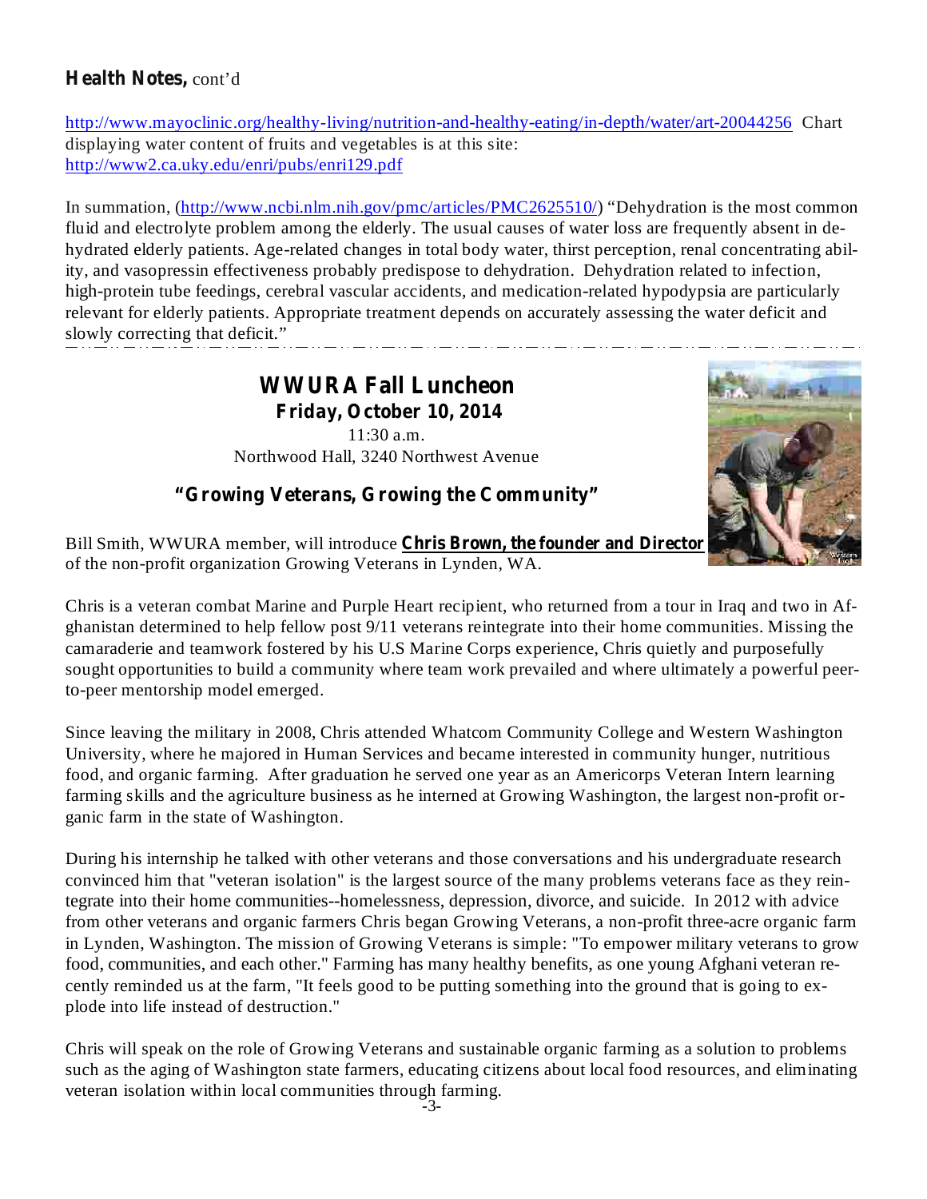**Health Notes,** cont'd

http://www.mayoclinic.org/healthy-living/nutrition-and-healthy-eating/in-depth/water/art-20044256 Chart displaying water content of fruits and vegetables is at this site: http://www2.ca.uky.edu/enri/pubs/enri129.pdf

In summation, (http://www.ncbi.nlm.nih.gov/pmc/articles/PMC2625510/) "Dehydration is the most common fluid and electrolyte problem among the elderly. The usual causes of water loss are frequently absent in dehydrated elderly patients. Age-related changes in total body water, thirst perception, renal concentrating ability, and vasopressin effectiveness probably predispose to dehydration. Dehydration related to infection, high-protein tube feedings, cerebral vascular accidents, and medication-related hypodypsia are particularly relevant for elderly patients. Appropriate treatment depends on accurately assessing the water deficit and slowly correcting that deficit."

---

## WWURA Fall Luncheon

**Friday, October 10, 2014**

11:30 a.m.
Northwood Hall, 3240 Northwest Avenue

### "Growing Veterans, Growing the Community"

Bill Smith, WWURA member, will introduce **Chris Brown, the founder and Director** of the non-profit organization Growing Veterans in Lynden, WA.

Chris is a veteran combat Marine and Purple Heart recipient, who returned from a tour in Iraq and two in Afghanistan determined to help fellow post 9/11 veterans reintegrate into their home communities. Missing the camaraderie and teamwork fostered by his U.S Marine Corps experience, Chris quietly and purposefully sought opportunities to build a community where team work prevailed and where ultimately a powerful peer-to-peer mentorship model emerged.

Since leaving the military in 2008, Chris attended Whatcom Community College and Western Washington University, where he majored in Human Services and became interested in community hunger, nutritious food, and organic farming. After graduation he served one year as an Americorps Veteran Intern learning farming skills and the agriculture business as he interned at Growing Washington, the largest non-profit organic farm in the state of Washington.

During his internship he talked with other veterans and those conversations and his undergraduate research convinced him that "veteran isolation" is the largest source of the many problems veterans face as they reintegrate into their home communities--homelessness, depression, divorce, and suicide. In 2012 with advice from other veterans and organic farmers Chris began Growing Veterans, a non-profit three-acre organic farm in Lynden, Washington. The mission of Growing Veterans is simple: "To empower military veterans to grow food, communities, and each other." Farming has many healthy benefits, as one young Afghani veteran recently reminded us at the farm, "It feels good to be putting something into the ground that is going to explode into life instead of destruction."

Chris will speak on the role of Growing Veterans and sustainable organic farming as a solution to problems such as the aging of Washington state farmers, educating citizens about local food resources, and eliminating veteran isolation within local communities through farming.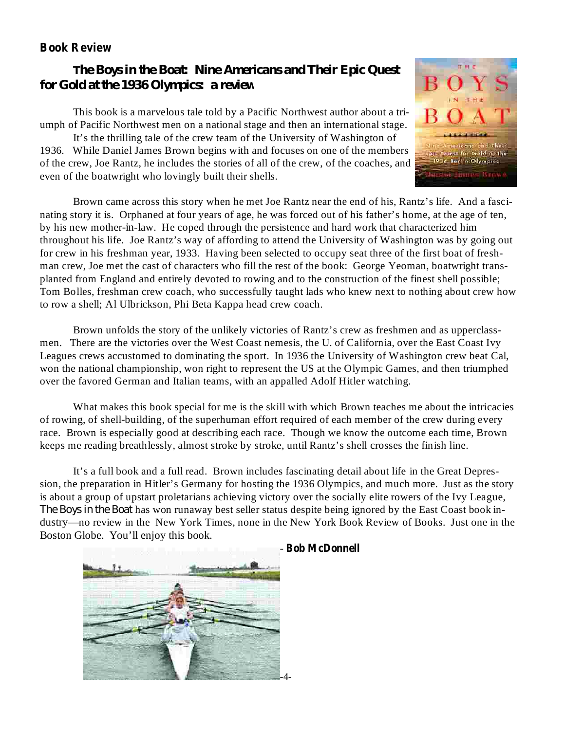**Book Review**

## *The Boys in the Boat: Nine Americans and Their Epic Quest for Gold at the 1936 Olympics:* a review

This book is a marvelous tale told by a Pacific Northwest author about a triumph of Pacific Northwest men on a national stage and then an international stage.

It's the thrilling tale of the crew team of the University of Washington of 1936. While Daniel James Brown begins with and focuses on one of the members of the crew, Joe Rantz, he includes the stories of all of the crew, of the coaches, and even of the boatwright who lovingly built their shells.

Brown came across this story when he met Joe Rantz near the end of his, Rantz's life. And a fascinating story it is. Orphaned at four years of age, he was forced out of his father's home, at the age of ten, by his new mother-in-law. He coped through the persistence and hard work that characterized him throughout his life. Joe Rantz's way of affording to attend the University of Washington was by going out for crew in his freshman year, 1933. Having been selected to occupy seat three of the first boat of freshman crew, Joe met the cast of characters who fill the rest of the book: George Yeoman, boatwright transplanted from England and entirely devoted to rowing and to the construction of the finest shell possible; Tom Bolles, freshman crew coach, who successfully taught lads who knew next to nothing about crew how to row a shell; Al Ulbrickson, Phi Beta Kappa head crew coach.

Brown unfolds the story of the unlikely victories of Rantz's crew as freshmen and as upperclassmen. There are the victories over the West Coast nemesis, the U. of California, over the East Coast Ivy Leagues crews accustomed to dominating the sport. In 1936 the University of Washington crew beat Cal, won the national championship, won right to represent the US at the Olympic Games, and then triumphed over the favored German and Italian teams, with an appalled Adolf Hitler watching.

What makes this book special for me is the skill with which Brown teaches me about the intricacies of rowing, of shell-building, of the superhuman effort required of each member of the crew during every race. Brown is especially good at describing each race. Though we know the outcome each time, Brown keeps me reading breathlessly, almost stroke by stroke, until Rantz's shell crosses the finish line.

It's a full book and a full read. Brown includes fascinating detail about life in the Great Depression, the preparation in Hitler's Germany for hosting the 1936 Olympics, and much more. Just as the story is about a group of upstart proletarians achieving victory over the socially elite rowers of the Ivy League, *The Boys in the Boat* has won runaway best seller status despite being ignored by the East Coast book industry—no review in the New York Times, none in the New York Book Review of Books. Just one in the Boston Globe. You'll enjoy this book.

- **Bob McDonnell**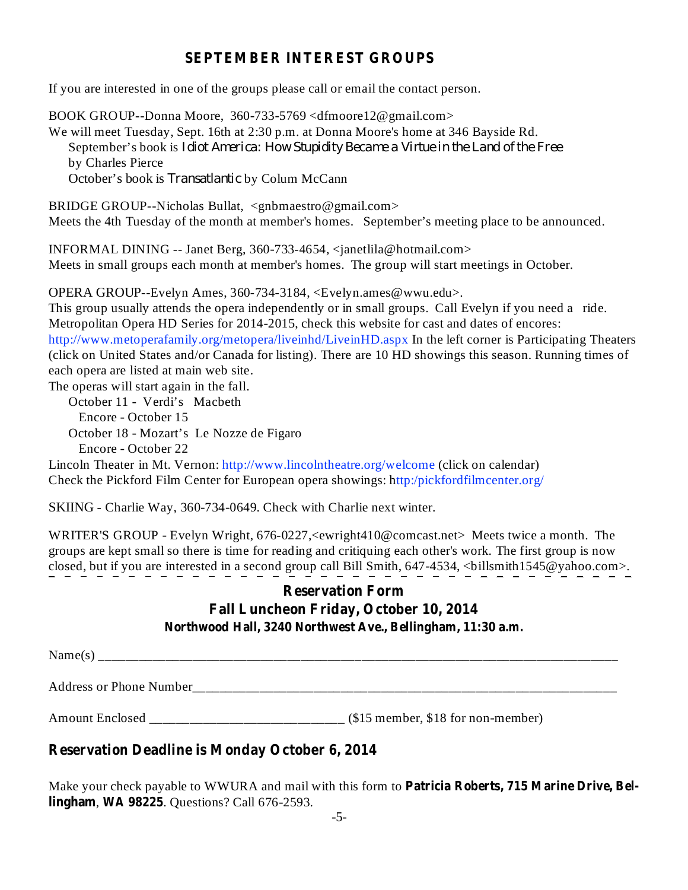## SEPTEMBER INTEREST GROUPS

If you are interested in one of the groups please call or email the contact person.

BOOK GROUP--Donna Moore, 360-733-5769 <dfmoore12@gmail.com>
We will meet Tuesday, Sept. 16th at 2:30 p.m. at Donna Moore's home at 346 Bayside Rd.
September's book is *Idiot America: How Stupidity Became a Virtue in the Land of the Free* by Charles Pierce
October's book is *Transatlantic* by Colum McCann

BRIDGE GROUP--Nicholas Bullat, <gnbmaestro@gmail.com>
Meets the 4th Tuesday of the month at member's homes. September's meeting place to be announced.

INFORMAL DINING -- Janet Berg, 360-733-4654, <janetlila@hotmail.com>
Meets in small groups each month at member's homes. The group will start meetings in October.

OPERA GROUP--Evelyn Ames, 360-734-3184, <Evelyn.ames@wwu.edu>.
This group usually attends the opera independently or in small groups. Call Evelyn if you need a ride.
Metropolitan Opera HD Series for 2014-2015, check this website for cast and dates of encores:
http://www.metoperafamily.org/metopera/liveinhd/LiveinHD.aspx In the left corner is Participating Theaters (click on United States and/or Canada for listing). There are 10 HD showings this season. Running times of each opera are listed at main web site.
The operas will start again in the fall.

- October 11 - Verdi's Macbeth
  - Encore - October 15
- October 18 - Mozart's Le Nozze de Figaro
  - Encore - October 22

Lincoln Theater in Mt. Vernon: http://www.lincolntheatre.org/welcome (click on calendar)
Check the Pickford Film Center for European opera showings: http:/pickfordfilmcenter.org/

SKIING - Charlie Way, 360-734-0649. Check with Charlie next winter.

WRITER'S GROUP - Evelyn Wright, 676-0227,<ewright410@comcast.net> Meets twice a month. The groups are kept small so there is time for reading and critiquing each other's work. The first group is now closed, but if you are interested in a second group call Bill Smith, 647-4534, <billsmith1545@yahoo.com>.

---

**Reservation Form**
**Fall Luncheon Friday, October 10, 2014**
**Northwood Hall, 3240 Northwest Ave., Bellingham, 11:30 a.m.**

Name(s) ____________________________________________________________________________

Address or Phone Number_________________________________________________________________

Amount Enclosed ____________________________ ($15 member, $18 for non-member)

**Reservation Deadline is Monday October 6, 2014**

Make your check payable to WWURA and mail with this form to **Patricia Roberts, 715 Marine Drive, Bellingham**, **WA 98225**. Questions? Call 676-2593.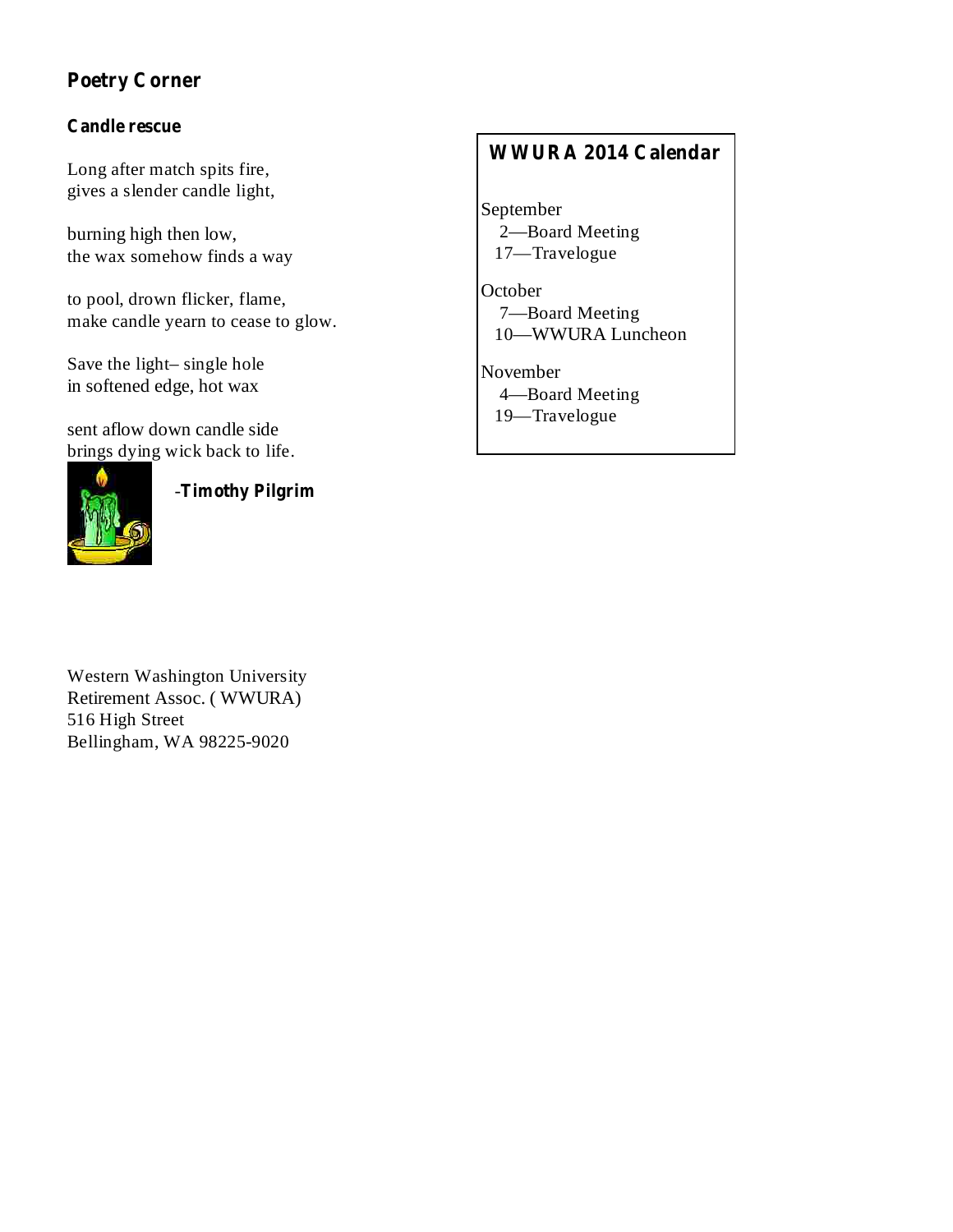## Poetry Corner

### Candle rescue

Long after match spits fire,
gives a slender candle light,

burning high then low,
the wax somehow finds a way

to pool, drown flicker, flame,
make candle yearn to cease to glow.

Save the light– single hole
in softened edge, hot wax

sent aflow down candle side
brings dying wick back to life.

-**Timothy Pilgrim**

### WWURA 2014 Calendar

September
- 2—Board Meeting
- 17—Travelogue

October
- 7—Board Meeting
- 10—WWURA Luncheon

November
- 4—Board Meeting
- 19—Travelogue

Western Washington University
Retirement Assoc. ( WWURA)
516 High Street
Bellingham, WA 98225-9020